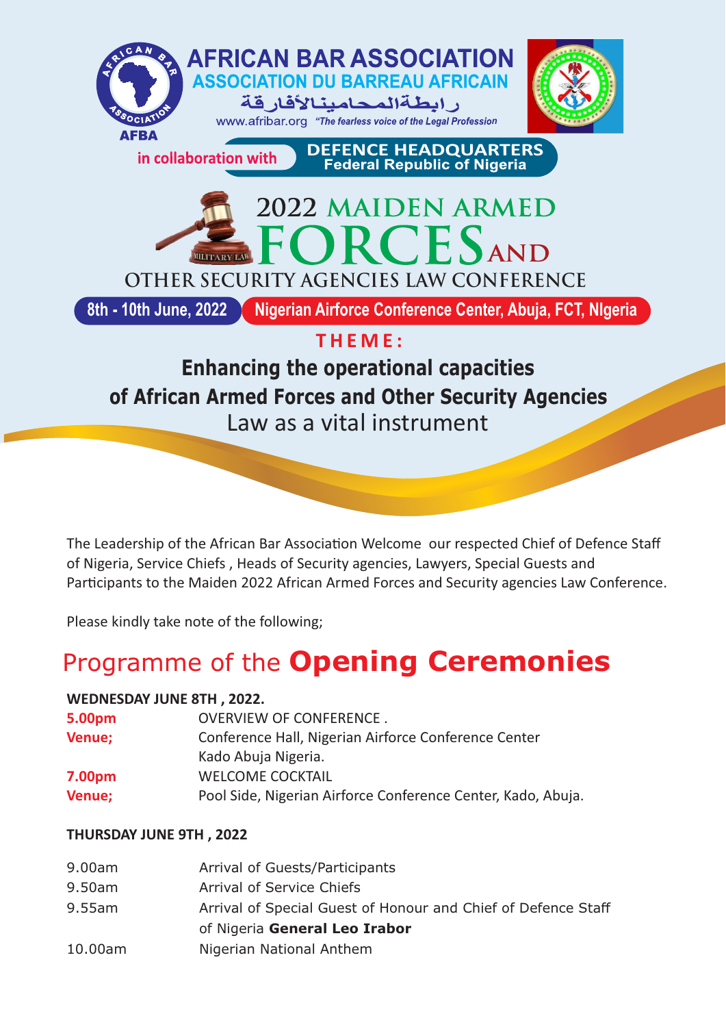# AFRICAN BAR ASSOCIATION

## ASSOCIATION DU BARREAU AFRICAIN

رابطةالمحامينالأفارقة

www.afribar.org *"The fearless voice of the Legal Profession"*

AFBA

in collaboration with **DEFENCE HEADQUARTERS**
**Federal Republic of Nigeria**

# 2022 MAIDEN ARMED FORCES AND OTHER SECURITY AGENCIES LAW CONFERENCE

MILITARY LAW

**8th - 10th June, 2022** | **Nigerian Airforce Conference Center, Abuja, FCT, NIgeria**

**THEME:**

**Enhancing the operational capacities of African Armed Forces and Other Security Agencies**
Law as a vital instrument

The Leadership of the African Bar Association Welcome our respected Chief of Defence Staff of Nigeria, Service Chiefs , Heads of Security agencies, Lawyers, Special Guests and Participants to the Maiden 2022 African Armed Forces and Security agencies Law Conference.

Please kindly take note of the following;

## Programme of the **Opening Ceremonies**

**WEDNESDAY JUNE 8TH , 2022.**

| | |
|---|---|
| **5.00pm** | OVERVIEW OF CONFERENCE . |
| **Venue;** | Conference Hall, Nigerian Airforce Conference Center Kado Abuja Nigeria. |
| **7.00pm** | WELCOME COCKTAIL |
| **Venue;** | Pool Side, Nigerian Airforce Conference Center, Kado, Abuja. |

**THURSDAY JUNE 9TH , 2022**

| | |
|---|---|
| 9.00am | Arrival of Guests/Participants |
| 9.50am | Arrival of Service Chiefs |
| 9.55am | Arrival of Special Guest of Honour and Chief of Defence Staff of Nigeria **General Leo Irabor** |
| 10.00am | Nigerian National Anthem |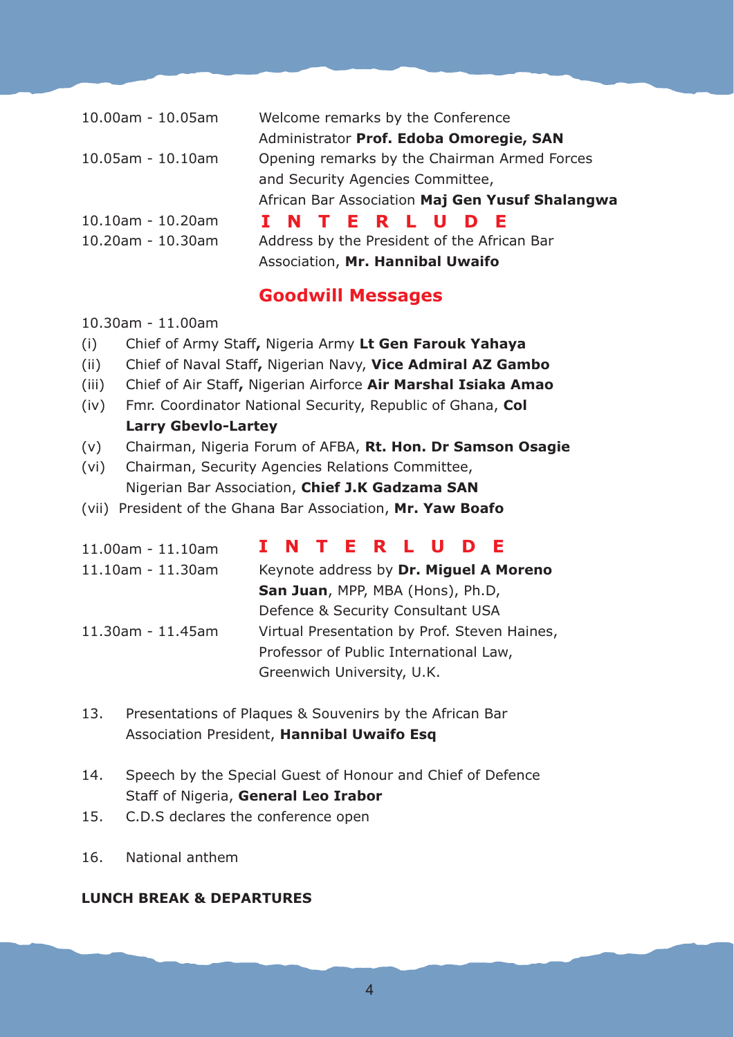| | |
|---|---|
| 10.00am - 10.05am | Welcome remarks by the Conference Administrator **Prof. Edoba Omoregie, SAN** |
| 10.05am - 10.10am | Opening remarks by the Chairman Armed Forces and Security Agencies Committee, African Bar Association **Maj Gen Yusuf Shalangwa** |
| 10.10am - 10.20am | **I N T E R L U D E** |
| 10.20am - 10.30am | Address by the President of the African Bar Association, **Mr. Hannibal Uwaifo** |

## Goodwill Messages

10.30am - 11.00am

(i) Chief of Army Staff**,** Nigeria Army **Lt Gen Farouk Yahaya**

(ii) Chief of Naval Staff**,** Nigerian Navy, **Vice Admiral AZ Gambo**

(iii) Chief of Air Staff**,** Nigerian Airforce **Air Marshal Isiaka Amao**

(iv) Fmr. Coordinator National Security, Republic of Ghana, **Col Larry Gbevlo-Lartey**

(v) Chairman, Nigeria Forum of AFBA, **Rt. Hon. Dr Samson Osagie**

(vi) Chairman, Security Agencies Relations Committee, Nigerian Bar Association, **Chief J.K Gadzama SAN**

(vii) President of the Ghana Bar Association, **Mr. Yaw Boafo**

| | |
|---|---|
| 11.00am - 11.10am | **I N T E R L U D E** |
| 11.10am - 11.30am | Keynote address by **Dr. Miguel A Moreno San Juan**, MPP, MBA (Hons), Ph.D, Defence & Security Consultant USA |
| 11.30am - 11.45am | Virtual Presentation by Prof. Steven Haines, Professor of Public International Law, Greenwich University, U.K. |

13. Presentations of Plaques & Souvenirs by the African Bar Association President, **Hannibal Uwaifo Esq**

14. Speech by the Special Guest of Honour and Chief of Defence Staff of Nigeria, **General Leo Irabor**

15. C.D.S declares the conference open

16. National anthem

**LUNCH BREAK & DEPARTURES**